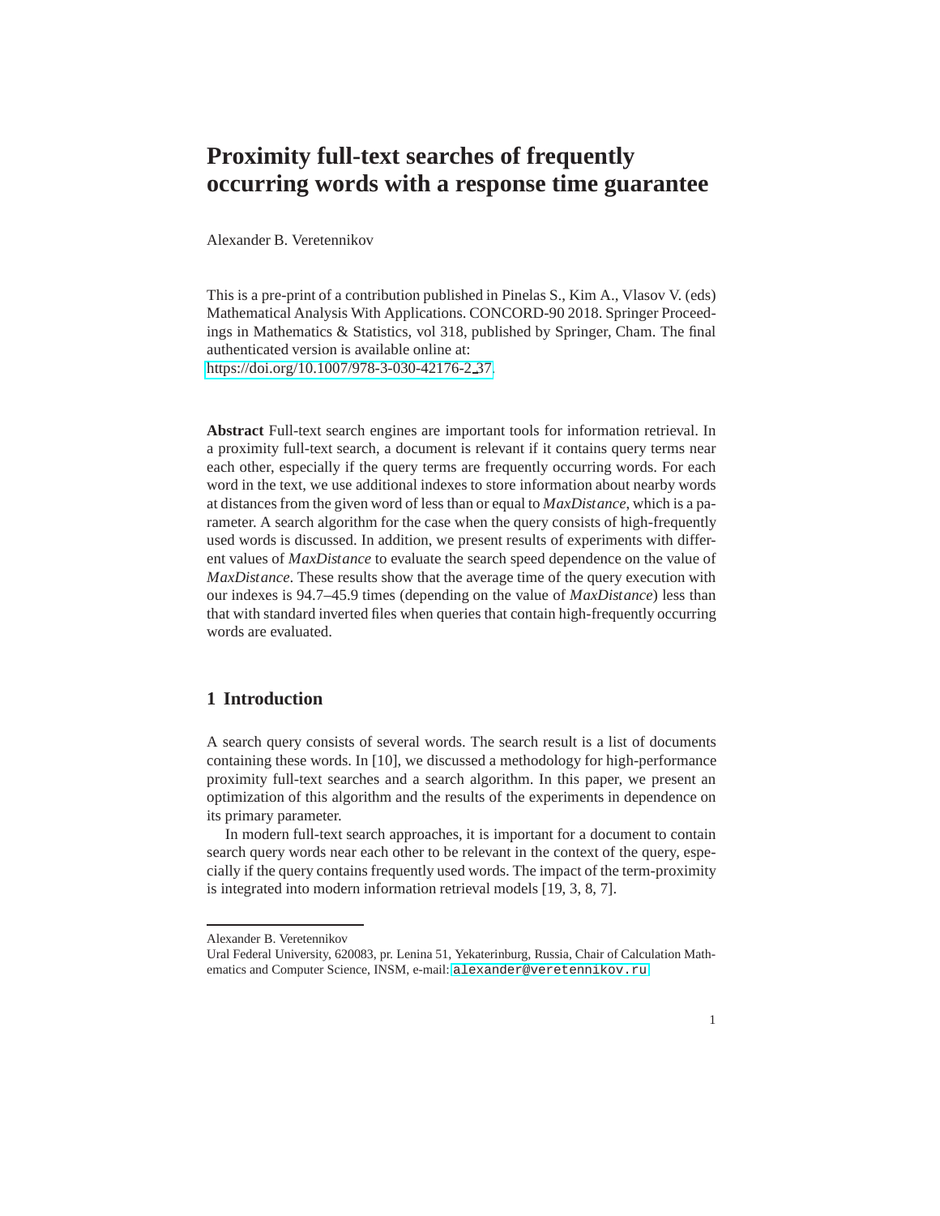# Proximity full-text searches of frequently occurring words with a response time guarantee

Alexander B. Veretennikov

This is a pre-print of a contribution published in Pinelas S., Kim A., Vlasov V. (eds) Mathematical Analysis With Applications. CONCORD-90 2018. Springer Proceedings in Mathematics & Statistics, vol 318, published by Springer, Cham. The final authenticated version is available online at: https://doi.org/10.1007/978-3-030-42176-2_37.

**Abstract** Full-text search engines are important tools for information retrieval. In a proximity full-text search, a document is relevant if it contains query terms near each other, especially if the query terms are frequently occurring words. For each word in the text, we use additional indexes to store information about nearby words at distances from the given word of less than or equal to *MaxDistance*, which is a parameter. A search algorithm for the case when the query consists of high-frequently used words is discussed. In addition, we present results of experiments with different values of *MaxDistance* to evaluate the search speed dependence on the value of *MaxDistance*. These results show that the average time of the query execution with our indexes is 94.7–45.9 times (depending on the value of *MaxDistance*) less than that with standard inverted files when queries that contain high-frequently occurring words are evaluated.

## 1 Introduction

A search query consists of several words. The search result is a list of documents containing these words. In [10], we discussed a methodology for high-performance proximity full-text searches and a search algorithm. In this paper, we present an optimization of this algorithm and the results of the experiments in dependence on its primary parameter.

In modern full-text search approaches, it is important for a document to contain search query words near each other to be relevant in the context of the query, especially if the query contains frequently used words. The impact of the term-proximity is integrated into modern information retrieval models [19, 3, 8, 7].

---

Alexander B. Veretennikov
Ural Federal University, 620083, pr. Lenina 51, Yekaterinburg, Russia, Chair of Calculation Mathematics and Computer Science, INSM, e-mail: alexander@veretennikov.ru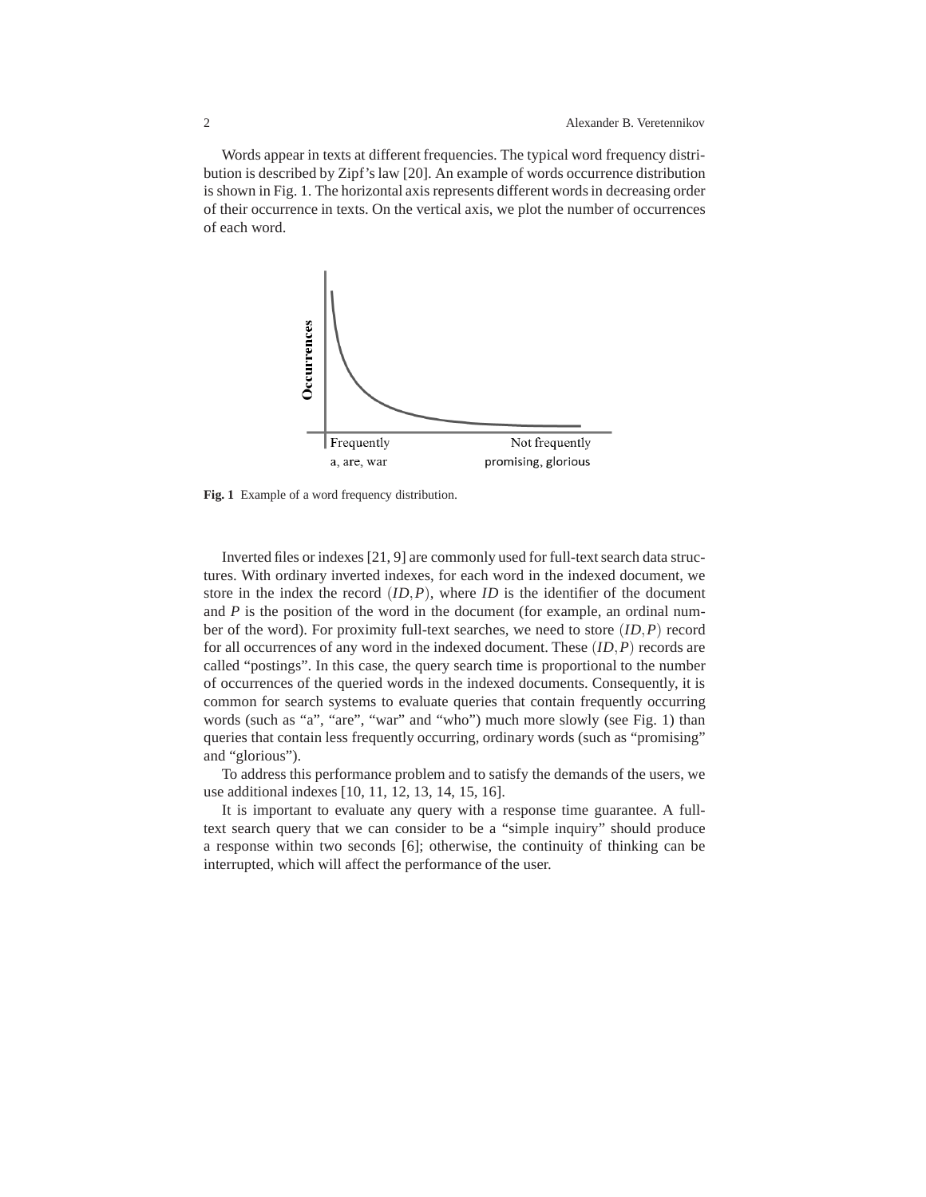Words appear in texts at different frequencies. The typical word frequency distribution is described by Zipf's law [20]. An example of words occurrence distribution is shown in Fig. 1. The horizontal axis represents different words in decreasing order of their occurrence in texts. On the vertical axis, we plot the number of occurrences of each word.

**Fig. 1** Example of a word frequency distribution.

Inverted files or indexes [21, 9] are commonly used for full-text search data structures. With ordinary inverted indexes, for each word in the indexed document, we store in the index the record $(ID, P)$, where $ID$ is the identifier of the document and $P$ is the position of the word in the document (for example, an ordinal number of the word). For proximity full-text searches, we need to store $(ID, P)$ record for all occurrences of any word in the indexed document. These $(ID, P)$ records are called "postings". In this case, the query search time is proportional to the number of occurrences of the queried words in the indexed documents. Consequently, it is common for search systems to evaluate queries that contain frequently occurring words (such as "a", "are", "war" and "who") much more slowly (see Fig. 1) than queries that contain less frequently occurring, ordinary words (such as "promising" and "glorious").

To address this performance problem and to satisfy the demands of the users, we use additional indexes [10, 11, 12, 13, 14, 15, 16].

It is important to evaluate any query with a response time guarantee. A full-text search query that we can consider to be a "simple inquiry" should produce a response within two seconds [6]; otherwise, the continuity of thinking can be interrupted, which will affect the performance of the user.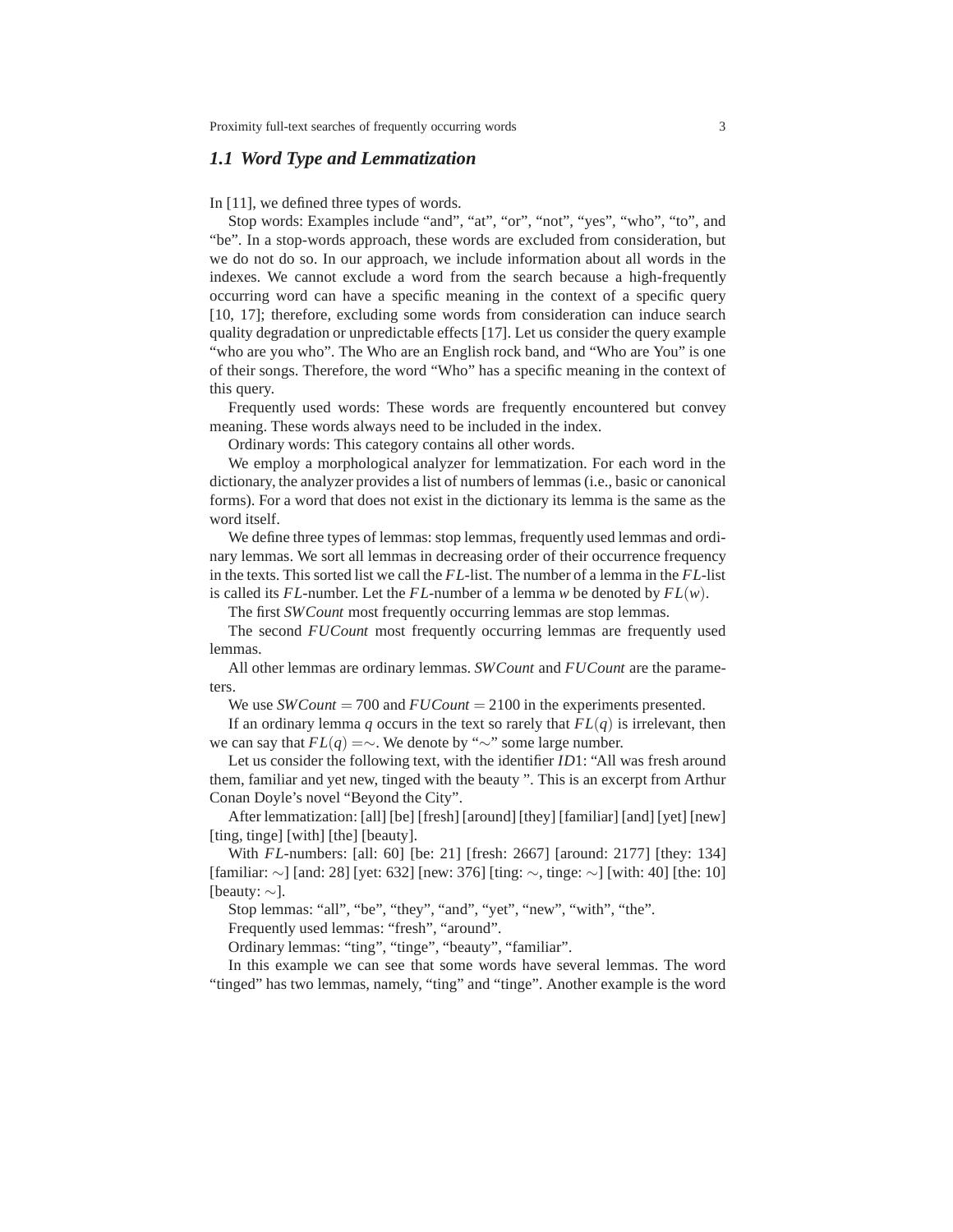### 1.1 Word Type and Lemmatization

In [11], we defined three types of words.

Stop words: Examples include "and", "at", "or", "not", "yes", "who", "to", and "be". In a stop-words approach, these words are excluded from consideration, but we do not do so. In our approach, we include information about all words in the indexes. We cannot exclude a word from the search because a high-frequently occurring word can have a specific meaning in the context of a specific query [10, 17]; therefore, excluding some words from consideration can induce search quality degradation or unpredictable effects [17]. Let us consider the query example "who are you who". The Who are an English rock band, and "Who are You" is one of their songs. Therefore, the word "Who" has a specific meaning in the context of this query.

Frequently used words: These words are frequently encountered but convey meaning. These words always need to be included in the index.

Ordinary words: This category contains all other words.

We employ a morphological analyzer for lemmatization. For each word in the dictionary, the analyzer provides a list of numbers of lemmas (i.e., basic or canonical forms). For a word that does not exist in the dictionary its lemma is the same as the word itself.

We define three types of lemmas: stop lemmas, frequently used lemmas and ordinary lemmas. We sort all lemmas in decreasing order of their occurrence frequency in the texts. This sorted list we call the $FL$-list. The number of a lemma in the $FL$-list is called its $FL$-number. Let the $FL$-number of a lemma $w$ be denoted by $FL(w)$.

The first *SWCount* most frequently occurring lemmas are stop lemmas.

The second *FUCount* most frequently occurring lemmas are frequently used lemmas.

All other lemmas are ordinary lemmas. *SWCount* and *FUCount* are the parameters.

We use $SWCount = 700$ and $FUCount = 2100$ in the experiments presented.

If an ordinary lemma $q$ occurs in the text so rarely that $FL(q)$ is irrelevant, then we can say that $FL(q) = \sim$. We denote by "$\sim$" some large number.

Let us consider the following text, with the identifier $ID1$: "All was fresh around them, familiar and yet new, tinged with the beauty ". This is an excerpt from Arthur Conan Doyle's novel "Beyond the City".

After lemmatization: [all] [be] [fresh] [around] [they] [familiar] [and] [yet] [new] [ting, tinge] [with] [the] [beauty].

With $FL$-numbers: [all: 60] [be: 21] [fresh: 2667] [around: 2177] [they: 134] [familiar: $\sim$] [and: 28] [yet: 632] [new: 376] [ting: $\sim$, tinge: $\sim$] [with: 40] [the: 10] [beauty: $\sim$].

Stop lemmas: "all", "be", "they", "and", "yet", "new", "with", "the".

Frequently used lemmas: "fresh", "around".

Ordinary lemmas: "ting", "tinge", "beauty", "familiar".

In this example we can see that some words have several lemmas. The word "tinged" has two lemmas, namely, "ting" and "tinge". Another example is the word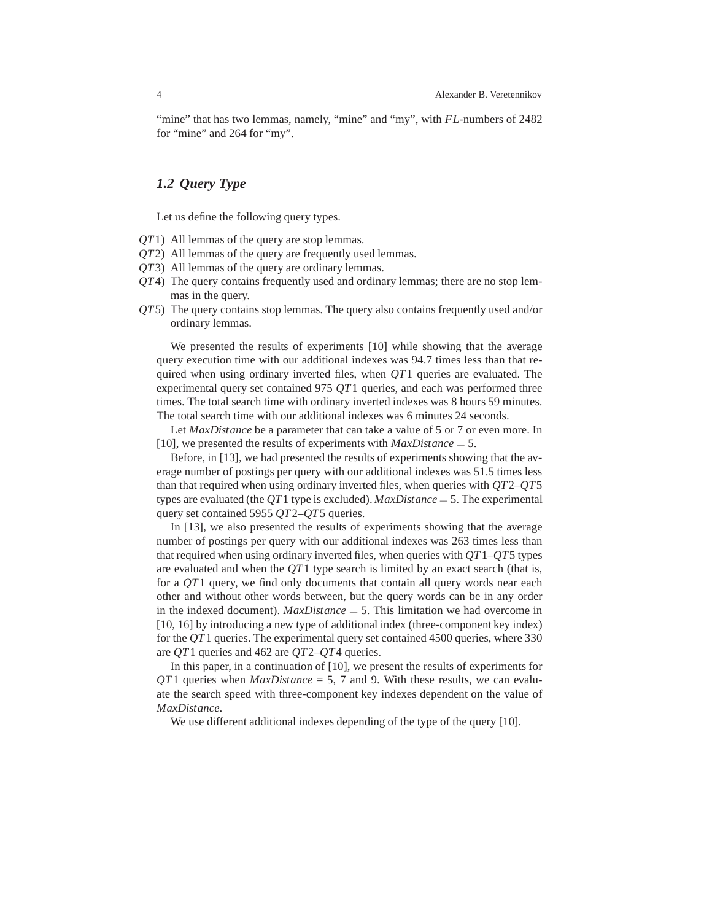"mine" that has two lemmas, namely, "mine" and "my", with $FL$-numbers of 2482 for "mine" and 264 for "my".

### 1.2 Query Type

Let us define the following query types.

$QT1$) All lemmas of the query are stop lemmas.
$QT2$) All lemmas of the query are frequently used lemmas.
$QT3$) All lemmas of the query are ordinary lemmas.
$QT4$) The query contains frequently used and ordinary lemmas; there are no stop lemmas in the query.
$QT5$) The query contains stop lemmas. The query also contains frequently used and/or ordinary lemmas.

We presented the results of experiments [10] while showing that the average query execution time with our additional indexes was 94.7 times less than that required when using ordinary inverted files, when $QT1$ queries are evaluated. The experimental query set contained 975 $QT1$ queries, and each was performed three times. The total search time with ordinary inverted indexes was 8 hours 59 minutes. The total search time with our additional indexes was 6 minutes 24 seconds.

Let $MaxDistance$ be a parameter that can take a value of 5 or 7 or even more. In [10], we presented the results of experiments with $MaxDistance = 5$.

Before, in [13], we had presented the results of experiments showing that the average number of postings per query with our additional indexes was 51.5 times less than that required when using ordinary inverted files, when queries with $QT2$–$QT5$ types are evaluated (the $QT1$ type is excluded). $MaxDistance = 5$. The experimental query set contained 5955 $QT2$–$QT5$ queries.

In [13], we also presented the results of experiments showing that the average number of postings per query with our additional indexes was 263 times less than that required when using ordinary inverted files, when queries with $QT1$–$QT5$ types are evaluated and when the $QT1$ type search is limited by an exact search (that is, for a $QT1$ query, we find only documents that contain all query words near each other and without other words between, but the query words can be in any order in the indexed document). $MaxDistance = 5$. This limitation we had overcome in [10, 16] by introducing a new type of additional index (three-component key index) for the $QT1$ queries. The experimental query set contained 4500 queries, where 330 are $QT1$ queries and 462 are $QT2$–$QT4$ queries.

In this paper, in a continuation of [10], we present the results of experiments for $QT1$ queries when $MaxDistance$ = 5, 7 and 9. With these results, we can evaluate the search speed with three-component key indexes dependent on the value of $MaxDistance$.

We use different additional indexes depending of the type of the query [10].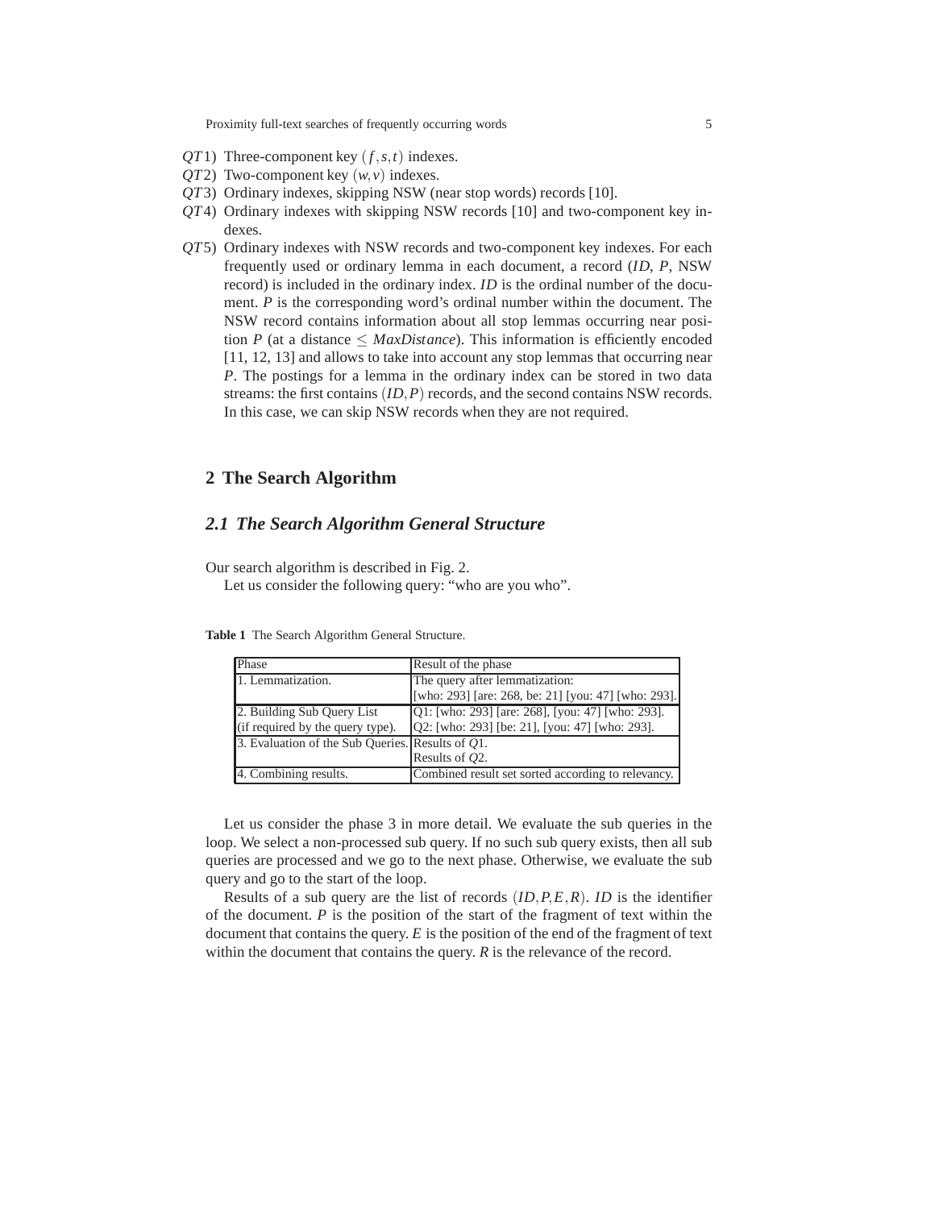$QT1$) Three-component key $(f, s, t)$ indexes.

$QT2$) Two-component key $(w, v)$ indexes.

$QT3$) Ordinary indexes, skipping NSW (near stop words) records [10].

$QT4$) Ordinary indexes with skipping NSW records [10] and two-component key indexes.

$QT5$) Ordinary indexes with NSW records and two-component key indexes. For each frequently used or ordinary lemma in each document, a record (*ID*, *P*, NSW record) is included in the ordinary index. *ID* is the ordinal number of the document. *P* is the corresponding word's ordinal number within the document. The NSW record contains information about all stop lemmas occurring near position *P* (at a distance $\leq MaxDistance$). This information is efficiently encoded [11, 12, 13] and allows to take into account any stop lemmas that occurring near *P*. The postings for a lemma in the ordinary index can be stored in two data streams: the first contains $(ID, P)$ records, and the second contains NSW records. In this case, we can skip NSW records when they are not required.

## 2 The Search Algorithm

### 2.1 The Search Algorithm General Structure

Our search algorithm is described in Fig. 2.

Let us consider the following query: "who are you who".

**Table 1** The Search Algorithm General Structure.

| Phase | Result of the phase |
|---|---|
| 1. Lemmatization. | The query after lemmatization:<br>[who: 293] [are: 268, be: 21] [you: 47] [who: 293]. |
| 2. Building Sub Query List<br>(if required by the query type). | Q1: [who: 293] [are: 268], [you: 47] [who: 293].<br>Q2: [who: 293] [be: 21], [you: 47] [who: 293]. |
| 3. Evaluation of the Sub Queries. | Results of *Q*1.<br>Results of *Q*2. |
| 4. Combining results. | Combined result set sorted according to relevancy. |

Let us consider the phase 3 in more detail. We evaluate the sub queries in the loop. We select a non-processed sub query. If no such sub query exists, then all sub queries are processed and we go to the next phase. Otherwise, we evaluate the sub query and go to the start of the loop.

Results of a sub query are the list of records $(ID, P, E, R)$. *ID* is the identifier of the document. *P* is the position of the start of the fragment of text within the document that contains the query. *E* is the position of the end of the fragment of text within the document that contains the query. *R* is the relevance of the record.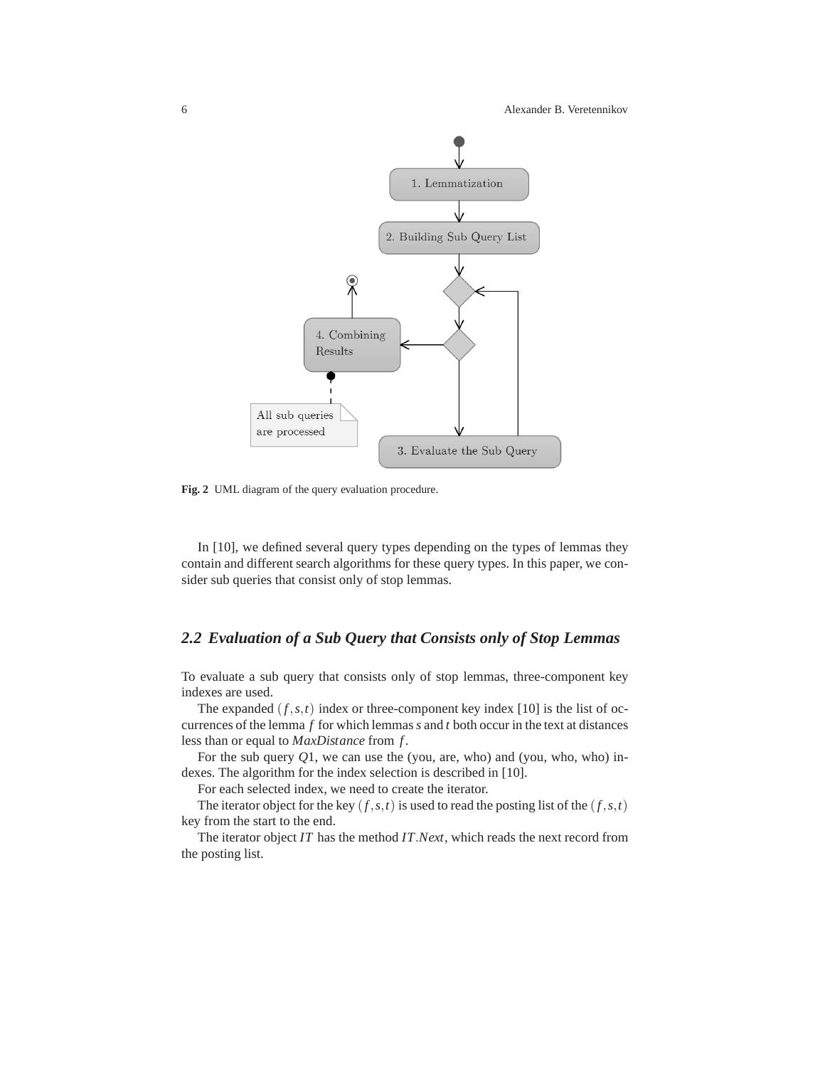Fig. 2 UML diagram of the query evaluation procedure.

In [10], we defined several query types depending on the types of lemmas they contain and different search algorithms for these query types. In this paper, we consider sub queries that consist only of stop lemmas.

## 2.2 Evaluation of a Sub Query that Consists only of Stop Lemmas

To evaluate a sub query that consists only of stop lemmas, three-component key indexes are used.

The expanded $(f,s,t)$ index or three-component key index [10] is the list of occurrences of the lemma $f$ for which lemmas $s$ and $t$ both occur in the text at distances less than or equal to *MaxDistance* from $f$.

For the sub query $Q1$, we can use the (you, are, who) and (you, who, who) indexes. The algorithm for the index selection is described in [10].

For each selected index, we need to create the iterator.

The iterator object for the key $(f,s,t)$ is used to read the posting list of the $(f,s,t)$ key from the start to the end.

The iterator object $IT$ has the method $IT.Next$, which reads the next record from the posting list.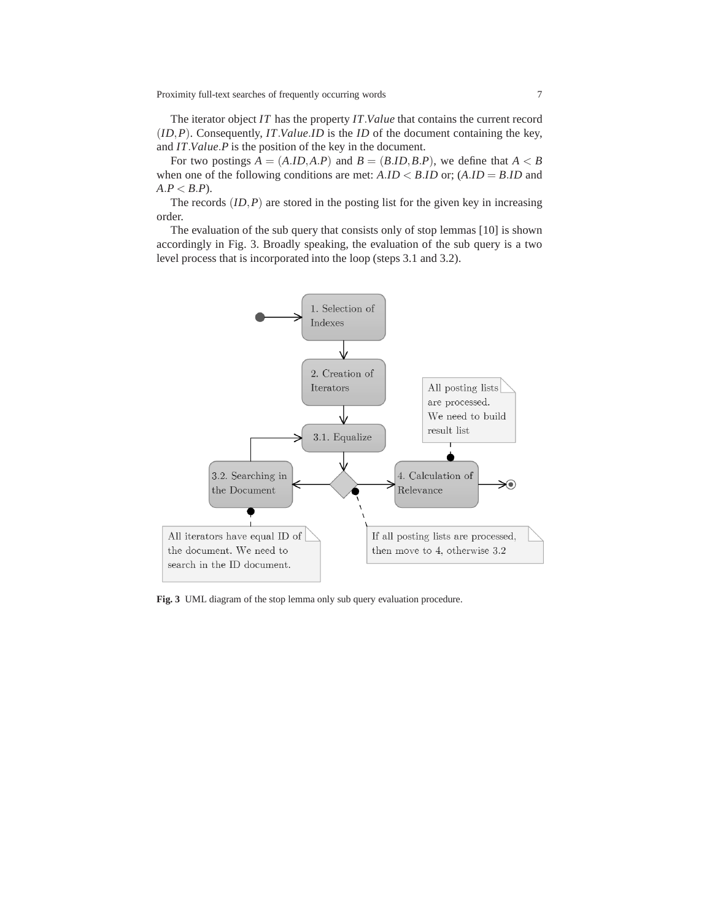The iterator object $IT$ has the property $IT.Value$ that contains the current record $(ID, P)$. Consequently, $IT.Value.ID$ is the $ID$ of the document containing the key, and $IT.Value.P$ is the position of the key in the document.

For two postings $A = (A.ID, A.P)$ and $B = (B.ID, B.P)$, we define that $A < B$ when one of the following conditions are met: $A.ID < B.ID$ or; ($A.ID = B.ID$ and $A.P < B.P$).

The records $(ID, P)$ are stored in the posting list for the given key in increasing order.

The evaluation of the sub query that consists only of stop lemmas [10] is shown accordingly in Fig. 3. Broadly speaking, the evaluation of the sub query is a two level process that is incorporated into the loop (steps 3.1 and 3.2).

1. Selection of Indexes

2. Creation of Iterators

3.1. Equalize

3.2. Searching in the Document

4. Calculation of Relevance

All posting lists are processed. We need to build result list

All iterators have equal ID of the document. We need to search in the ID document.

If all posting lists are processed, then move to 4, otherwise 3.2

**Fig. 3** UML diagram of the stop lemma only sub query evaluation procedure.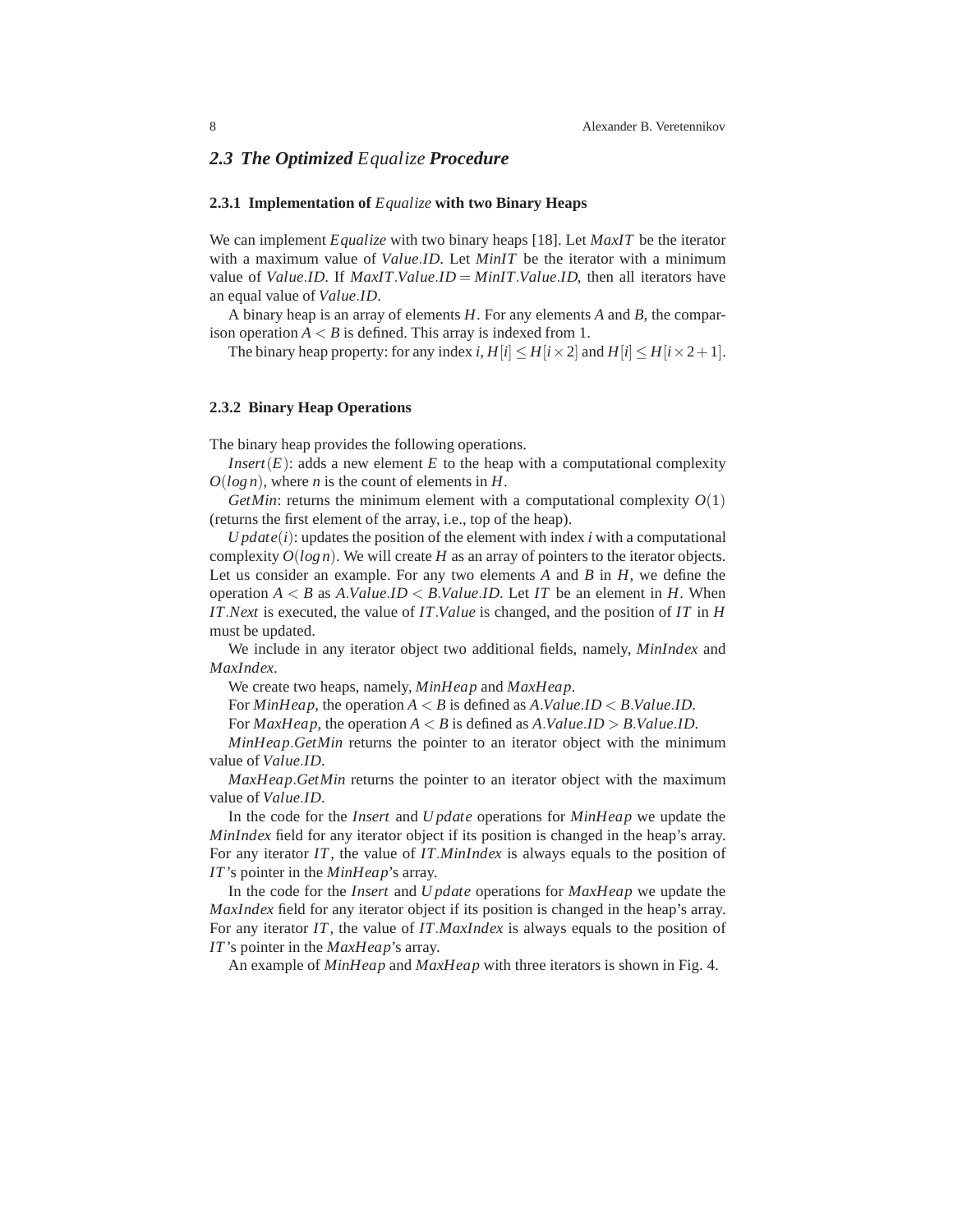## 2.3 The Optimized *Equalize* Procedure

### 2.3.1 Implementation of *Equalize* with two Binary Heaps

We can implement *Equalize* with two binary heaps [18]. Let *MaxIT* be the iterator with a maximum value of *Value.ID*. Let *MinIT* be the iterator with a minimum value of *Value.ID*. If $MaxIT.Value.ID = MinIT.Value.ID$, then all iterators have an equal value of *Value.ID*.

A binary heap is an array of elements $H$. For any elements $A$ and $B$, the comparison operation $A < B$ is defined. This array is indexed from 1.

The binary heap property: for any index $i$, $H[i] \leq H[i \times 2]$ and $H[i] \leq H[i \times 2 + 1]$.

### 2.3.2 Binary Heap Operations

The binary heap provides the following operations.

$Insert(E)$: adds a new element $E$ to the heap with a computational complexity $O(\log n)$, where $n$ is the count of elements in $H$.

*GetMin*: returns the minimum element with a computational complexity $O(1)$ (returns the first element of the array, i.e., top of the heap).

$Update(i)$: updates the position of the element with index $i$ with a computational complexity $O(\log n)$. We will create $H$ as an array of pointers to the iterator objects. Let us consider an example. For any two elements $A$ and $B$ in $H$, we define the operation $A < B$ as $A.Value.ID < B.Value.ID$. Let $IT$ be an element in $H$. When $IT.Next$ is executed, the value of $IT.Value$ is changed, and the position of $IT$ in $H$ must be updated.

We include in any iterator object two additional fields, namely, *MinIndex* and *MaxIndex*.

We create two heaps, namely, *MinHeap* and *MaxHeap*.

For *MinHeap*, the operation $A < B$ is defined as $A.Value.ID < B.Value.ID$.

For *MaxHeap*, the operation $A < B$ is defined as $A.Value.ID > B.Value.ID$.

*MinHeap.GetMin* returns the pointer to an iterator object with the minimum value of *Value.ID*.

*MaxHeap.GetMin* returns the pointer to an iterator object with the maximum value of *Value.ID*.

In the code for the *Insert* and *Update* operations for *MinHeap* we update the *MinIndex* field for any iterator object if its position is changed in the heap's array. For any iterator $IT$, the value of $IT.MinIndex$ is always equals to the position of $IT$'s pointer in the *MinHeap*'s array.

In the code for the *Insert* and *Update* operations for *MaxHeap* we update the *MaxIndex* field for any iterator object if its position is changed in the heap's array. For any iterator $IT$, the value of $IT.MaxIndex$ is always equals to the position of $IT$'s pointer in the *MaxHeap*'s array.

An example of *MinHeap* and *MaxHeap* with three iterators is shown in Fig. 4.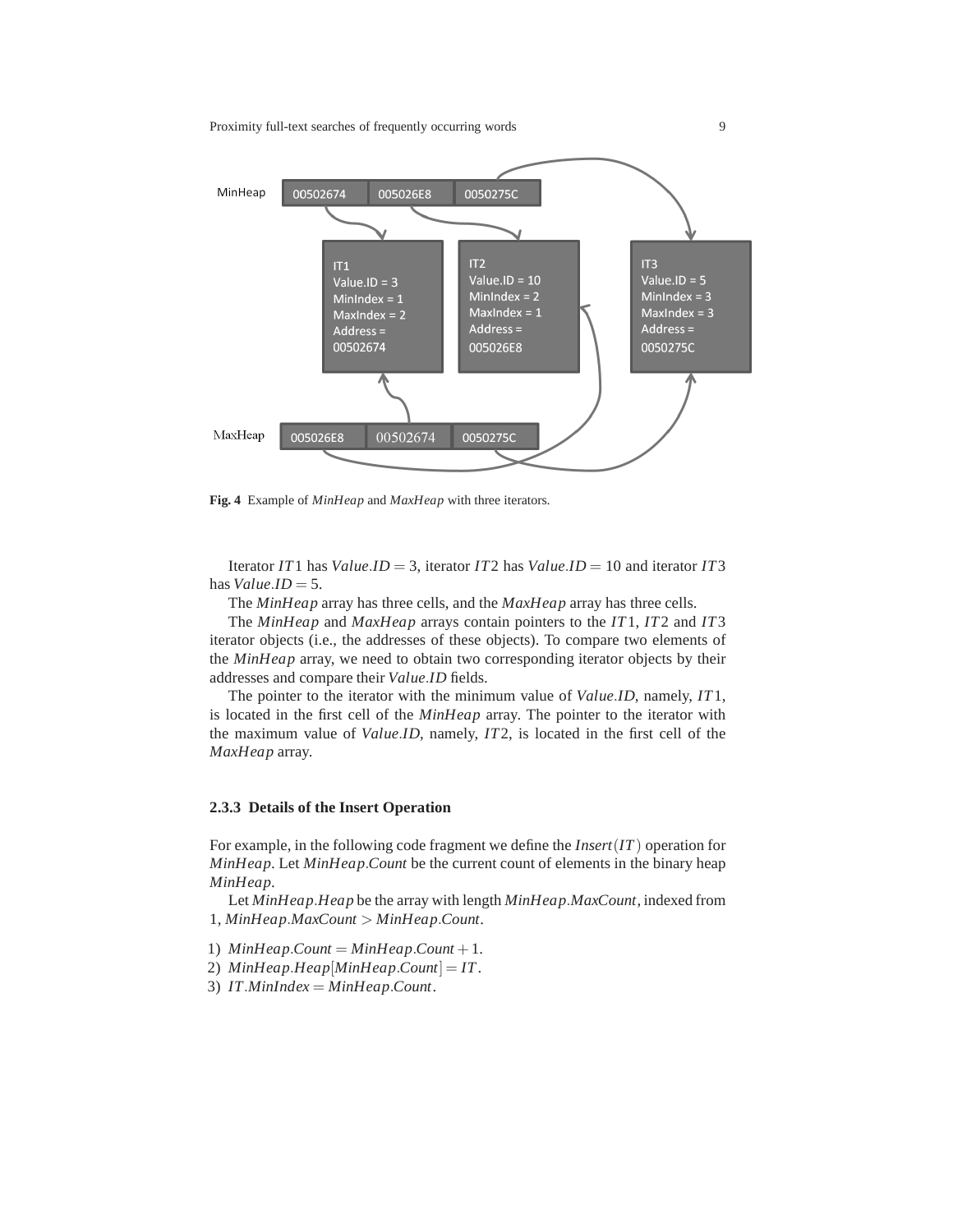Fig. 4 Example of *MinHeap* and *MaxHeap* with three iterators.

Iterator $IT1$ has $Value.ID = 3$, iterator $IT2$ has $Value.ID = 10$ and iterator $IT3$ has $Value.ID = 5$.

The *MinHeap* array has three cells, and the *MaxHeap* array has three cells.

The *MinHeap* and *MaxHeap* arrays contain pointers to the $IT1$, $IT2$ and $IT3$ iterator objects (i.e., the addresses of these objects). To compare two elements of the *MinHeap* array, we need to obtain two corresponding iterator objects by their addresses and compare their $Value.ID$ fields.

The pointer to the iterator with the minimum value of $Value.ID$, namely, $IT1$, is located in the first cell of the *MinHeap* array. The pointer to the iterator with the maximum value of $Value.ID$, namely, $IT2$, is located in the first cell of the *MaxHeap* array.

### 2.3.3 Details of the Insert Operation

For example, in the following code fragment we define the $Insert(IT)$ operation for *MinHeap*. Let $MinHeap.Count$ be the current count of elements in the binary heap *MinHeap*.

Let $MinHeap.Heap$ be the array with length $MinHeap.MaxCount$, indexed from 1, $MinHeap.MaxCount > MinHeap.Count$.

1) $MinHeap.Count = MinHeap.Count + 1$.
2) $MinHeap.Heap[MinHeap.Count] = IT$.
3) $IT.MinIndex = MinHeap.Count$.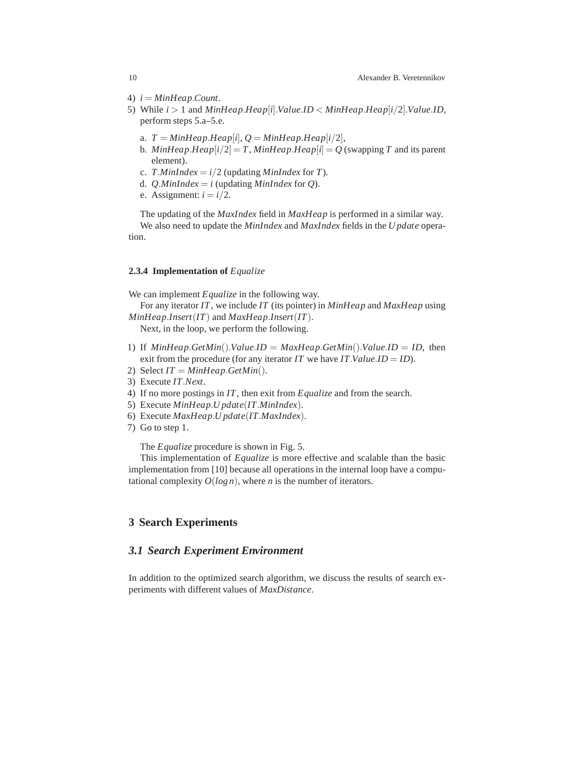4) $i = MinHeap.Count$.
5) While $i > 1$ and $MinHeap.Heap[i].Value.ID < MinHeap.Heap[i/2].Value.ID$, perform steps 5.a–5.e.

   a. $T = MinHeap.Heap[i]$, $Q = MinHeap.Heap[i/2]$,
   b. $MinHeap.Heap[i/2] = T$, $MinHeap.Heap[i] = Q$ (swapping $T$ and its parent element).
   c. $T.MinIndex = i/2$ (updating $MinIndex$ for $T$).
   d. $Q.MinIndex = i$ (updating $MinIndex$ for $Q$).
   e. Assignment: $i = i/2$.

The updating of the *MaxIndex* field in *MaxHeap* is performed in a similar way.

We also need to update the *MinIndex* and *MaxIndex* fields in the *Update* operation.

#### 2.3.4 Implementation of *Equalize*

We can implement *Equalize* in the following way.

For any iterator $IT$, we include $IT$ (its pointer) in *MinHeap* and *MaxHeap* using $MinHeap.Insert(IT)$ and $MaxHeap.Insert(IT)$.

Next, in the loop, we perform the following.

1) If $MinHeap.GetMin().Value.ID = MaxHeap.GetMin().Value.ID = ID$, then exit from the procedure (for any iterator $IT$ we have $IT.Value.ID = ID$).
2) Select $IT = MinHeap.GetMin()$.
3) Execute $IT.Next$.
4) If no more postings in $IT$, then exit from *Equalize* and from the search.
5) Execute $MinHeap.Update(IT.MinIndex)$.
6) Execute $MaxHeap.Update(IT.MaxIndex)$.
7) Go to step 1.

The *Equalize* procedure is shown in Fig. 5.

This implementation of *Equalize* is more effective and scalable than the basic implementation from [10] because all operations in the internal loop have a computational complexity $O(\log n)$, where $n$ is the number of iterators.

## 3 Search Experiments

### 3.1 Search Experiment Environment

In addition to the optimized search algorithm, we discuss the results of search experiments with different values of *MaxDistance*.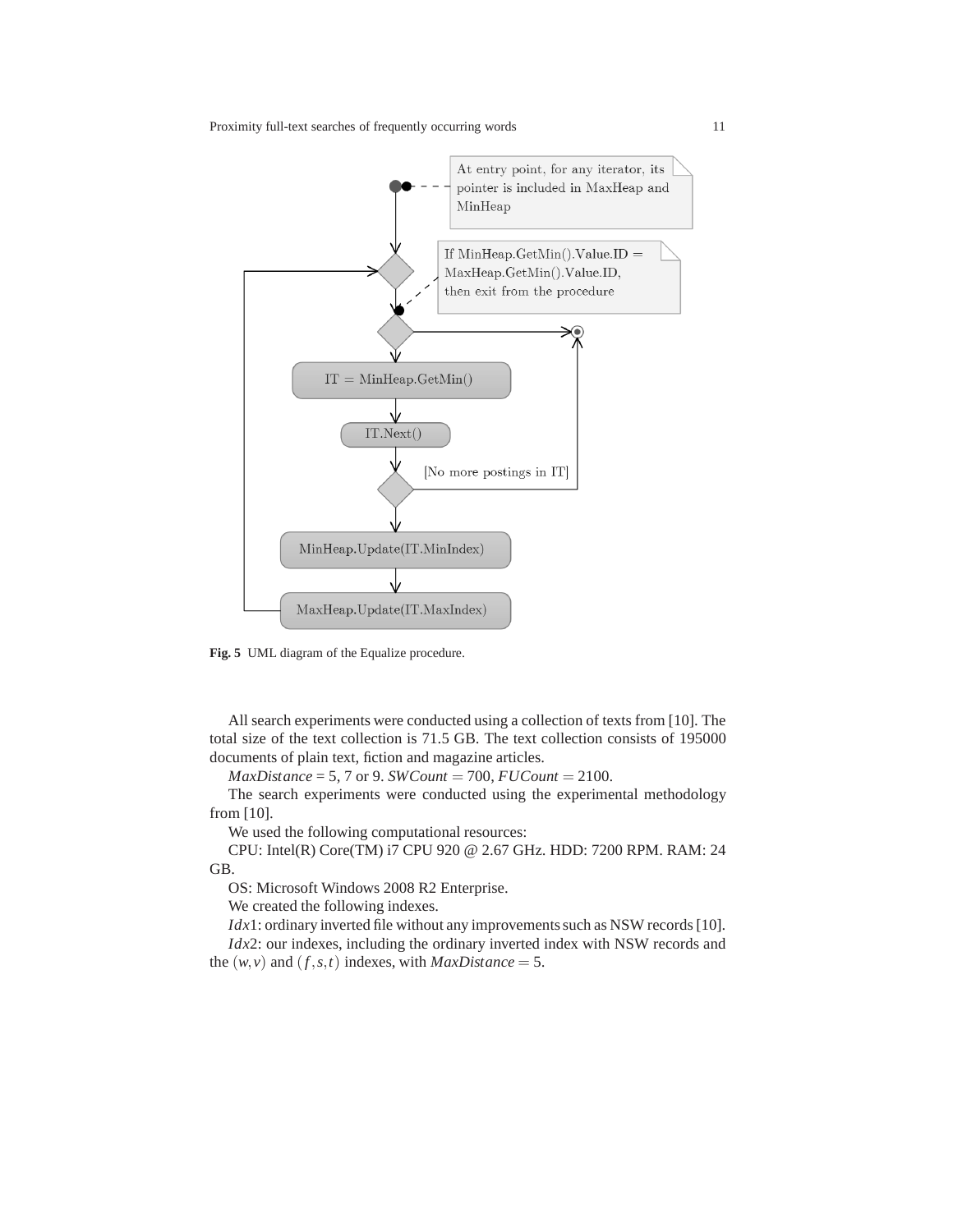At entry point, for any iterator, its pointer is included in MaxHeap and MinHeap

If MinHeap.GetMin().Value.ID = MaxHeap.GetMin().Value.ID, then exit from the procedure

IT = MinHeap.GetMin()

IT.Next()

[No more postings in IT]

MinHeap.Update(IT.MinIndex)

MaxHeap.Update(IT.MaxIndex)

**Fig. 5** UML diagram of the Equalize procedure.

All search experiments were conducted using a collection of texts from [10]. The total size of the text collection is 71.5 GB. The text collection consists of 195000 documents of plain text, fiction and magazine articles.

$MaxDistance$ = 5, 7 or 9. $SWCount = 700$, $FUCount = 2100$.

The search experiments were conducted using the experimental methodology from [10].

We used the following computational resources:

CPU: Intel(R) Core(TM) i7 CPU 920 @ 2.67 GHz. HDD: 7200 RPM. RAM: 24 GB.

OS: Microsoft Windows 2008 R2 Enterprise.

We created the following indexes.

$Idx1$: ordinary inverted file without any improvements such as NSW records [10].

$Idx2$: our indexes, including the ordinary inverted index with NSW records and the $(w, v)$ and $(f, s, t)$ indexes, with $MaxDistance = 5$.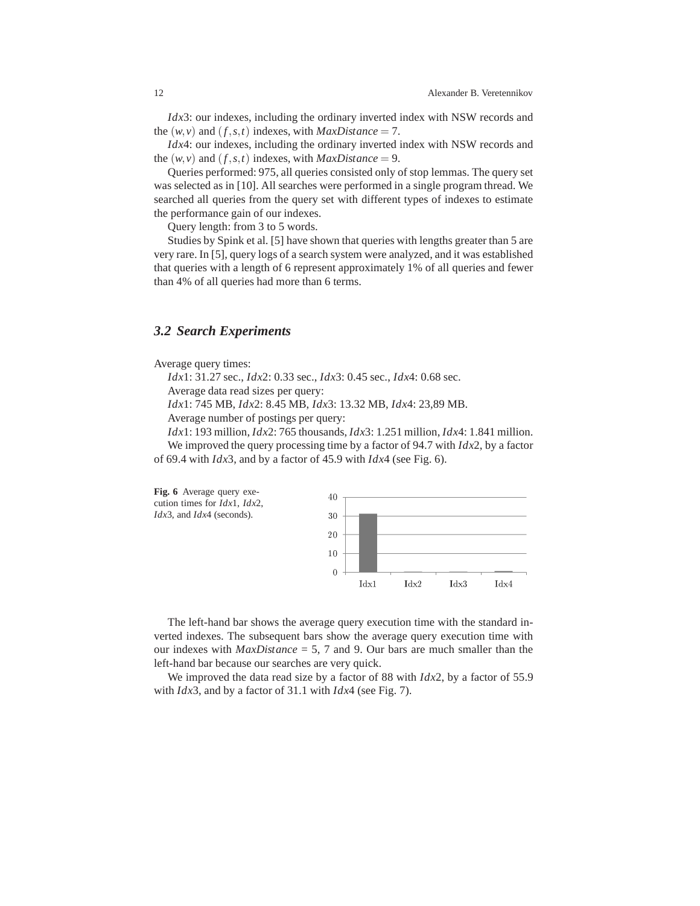*Idx*3: our indexes, including the ordinary inverted index with NSW records and the $(w, v)$ and $(f, s, t)$ indexes, with $MaxDistance = 7$.

*Idx*4: our indexes, including the ordinary inverted index with NSW records and the $(w, v)$ and $(f, s, t)$ indexes, with $MaxDistance = 9$.

Queries performed: 975, all queries consisted only of stop lemmas. The query set was selected as in [10]. All searches were performed in a single program thread. We searched all queries from the query set with different types of indexes to estimate the performance gain of our indexes.

Query length: from 3 to 5 words.

Studies by Spink et al. [5] have shown that queries with lengths greater than 5 are very rare. In [5], query logs of a search system were analyzed, and it was established that queries with a length of 6 represent approximately 1% of all queries and fewer than 4% of all queries had more than 6 terms.

### 3.2 Search Experiments

Average query times:

*Idx*1: 31.27 sec., *Idx*2: 0.33 sec., *Idx*3: 0.45 sec., *Idx*4: 0.68 sec.

Average data read sizes per query:

*Idx*1: 745 MB, *Idx*2: 8.45 MB, *Idx*3: 13.32 MB, *Idx*4: 23,89 MB.

Average number of postings per query:

*Idx*1: 193 million, *Idx*2: 765 thousands, *Idx*3: 1.251 million, *Idx*4: 1.841 million.

We improved the query processing time by a factor of 94.7 with *Idx*2, by a factor of 69.4 with *Idx*3, and by a factor of 45.9 with *Idx*4 (see Fig. 6).

**Fig. 6** Average query execution times for *Idx*1, *Idx*2, *Idx*3, and *Idx*4 (seconds).

The left-hand bar shows the average query execution time with the standard inverted indexes. The subsequent bars show the average query execution time with our indexes with *MaxDistance* = 5, 7 and 9. Our bars are much smaller than the left-hand bar because our searches are very quick.

We improved the data read size by a factor of 88 with *Idx*2, by a factor of 55.9 with *Idx*3, and by a factor of 31.1 with *Idx*4 (see Fig. 7).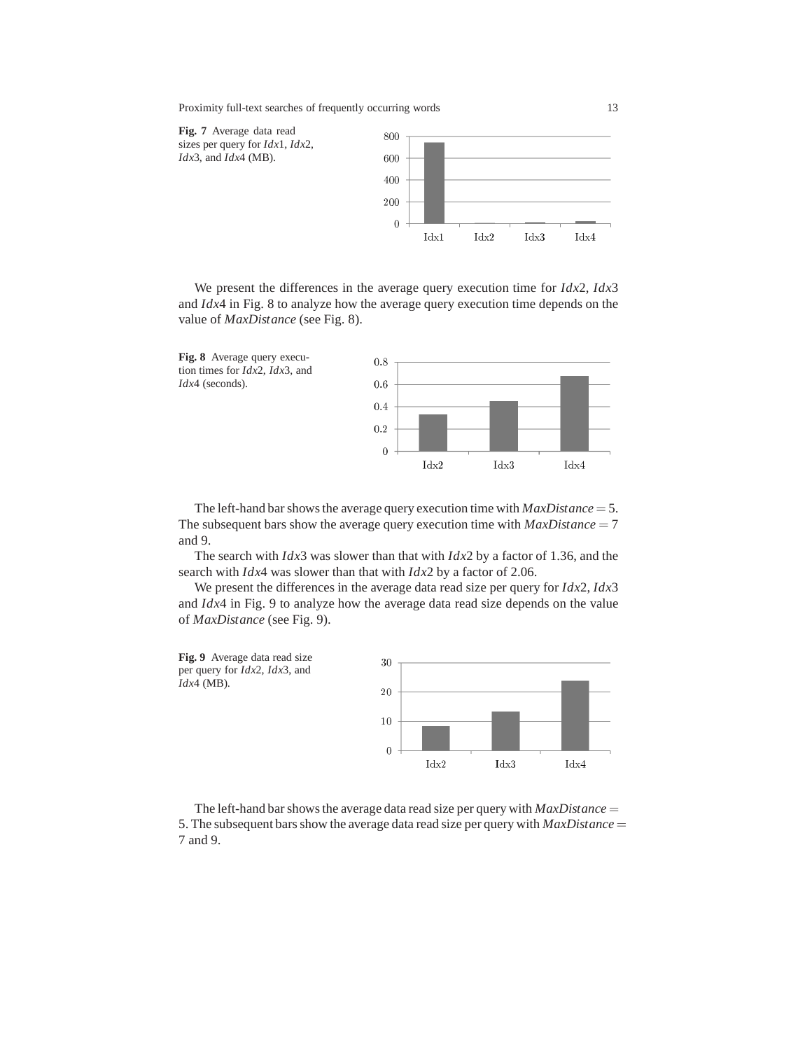**Fig. 7** Average data read sizes per query for *Idx*1, *Idx*2, *Idx*3, and *Idx*4 (MB).

We present the differences in the average query execution time for *Idx*2, *Idx*3 and *Idx*4 in Fig. 8 to analyze how the average query execution time depends on the value of *MaxDistance* (see Fig. 8).

**Fig. 8** Average query execution times for *Idx*2, *Idx*3, and *Idx*4 (seconds).

The left-hand bar shows the average query execution time with $MaxDistance = 5$. The subsequent bars show the average query execution time with $MaxDistance = 7$ and 9.

The search with *Idx*3 was slower than that with *Idx*2 by a factor of 1.36, and the search with *Idx*4 was slower than that with *Idx*2 by a factor of 2.06.

We present the differences in the average data read size per query for *Idx*2, *Idx*3 and *Idx*4 in Fig. 9 to analyze how the average data read size depends on the value of *MaxDistance* (see Fig. 9).

**Fig. 9** Average data read size per query for *Idx*2, *Idx*3, and *Idx*4 (MB).

The left-hand bar shows the average data read size per query with $MaxDistance = 5$. The subsequent bars show the average data read size per query with $MaxDistance = 7$ and 9.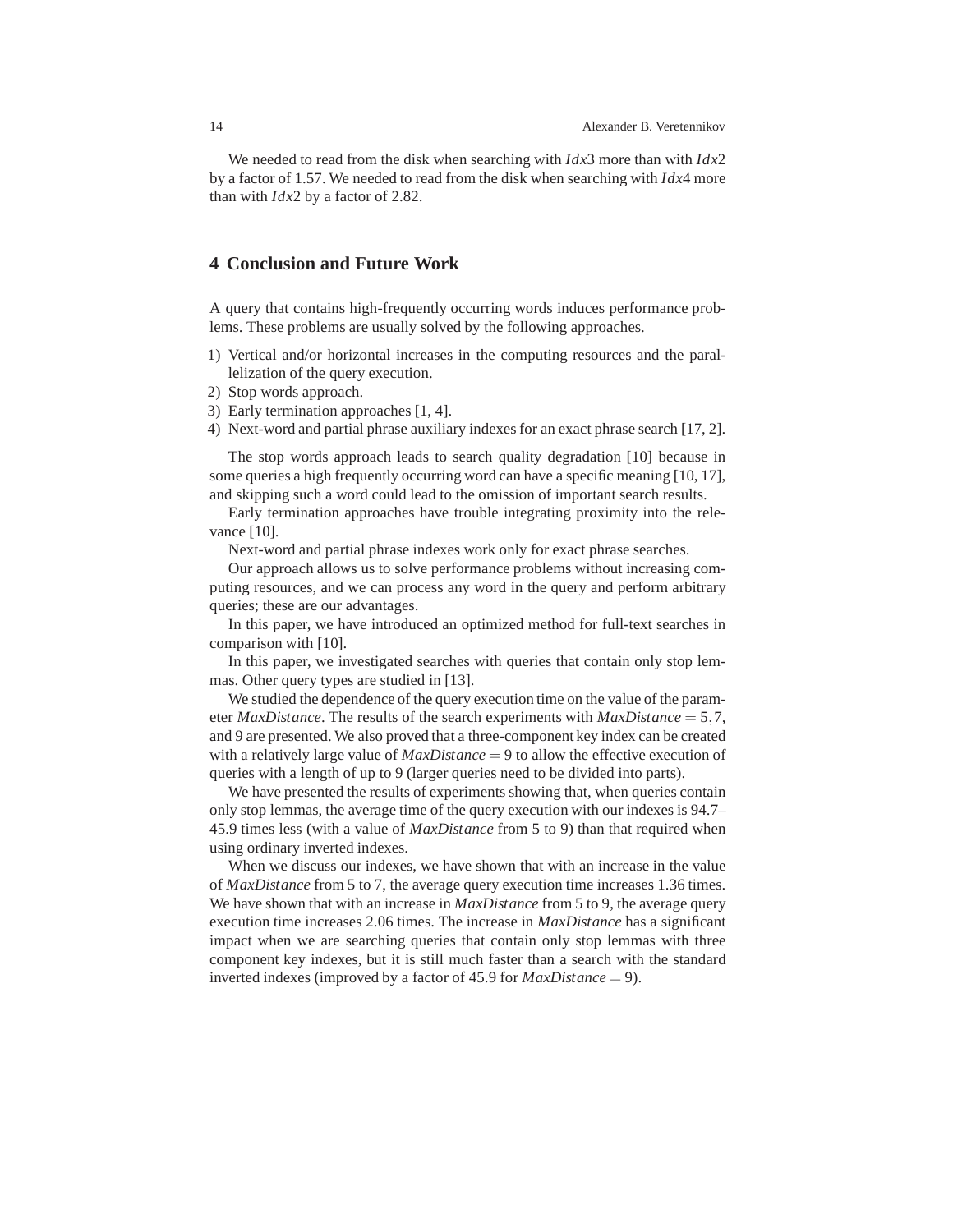We needed to read from the disk when searching with *Idx*3 more than with *Idx*2 by a factor of 1.57. We needed to read from the disk when searching with *Idx*4 more than with *Idx*2 by a factor of 2.82.

## 4 Conclusion and Future Work

A query that contains high-frequently occurring words induces performance problems. These problems are usually solved by the following approaches.

1) Vertical and/or horizontal increases in the computing resources and the parallelization of the query execution.
2) Stop words approach.
3) Early termination approaches [1, 4].
4) Next-word and partial phrase auxiliary indexes for an exact phrase search [17, 2].

The stop words approach leads to search quality degradation [10] because in some queries a high frequently occurring word can have a specific meaning [10, 17], and skipping such a word could lead to the omission of important search results.

Early termination approaches have trouble integrating proximity into the relevance [10].

Next-word and partial phrase indexes work only for exact phrase searches.

Our approach allows us to solve performance problems without increasing computing resources, and we can process any word in the query and perform arbitrary queries; these are our advantages.

In this paper, we have introduced an optimized method for full-text searches in comparison with [10].

In this paper, we investigated searches with queries that contain only stop lemmas. Other query types are studied in [13].

We studied the dependence of the query execution time on the value of the parameter *MaxDistance*. The results of the search experiments with $MaxDistance = 5, 7$, and 9 are presented. We also proved that a three-component key index can be created with a relatively large value of $MaxDistance = 9$ to allow the effective execution of queries with a length of up to 9 (larger queries need to be divided into parts).

We have presented the results of experiments showing that, when queries contain only stop lemmas, the average time of the query execution with our indexes is 94.7–45.9 times less (with a value of *MaxDistance* from 5 to 9) than that required when using ordinary inverted indexes.

When we discuss our indexes, we have shown that with an increase in the value of *MaxDistance* from 5 to 7, the average query execution time increases 1.36 times. We have shown that with an increase in *MaxDistance* from 5 to 9, the average query execution time increases 2.06 times. The increase in *MaxDistance* has a significant impact when we are searching queries that contain only stop lemmas with three component key indexes, but it is still much faster than a search with the standard inverted indexes (improved by a factor of 45.9 for $MaxDistance = 9$).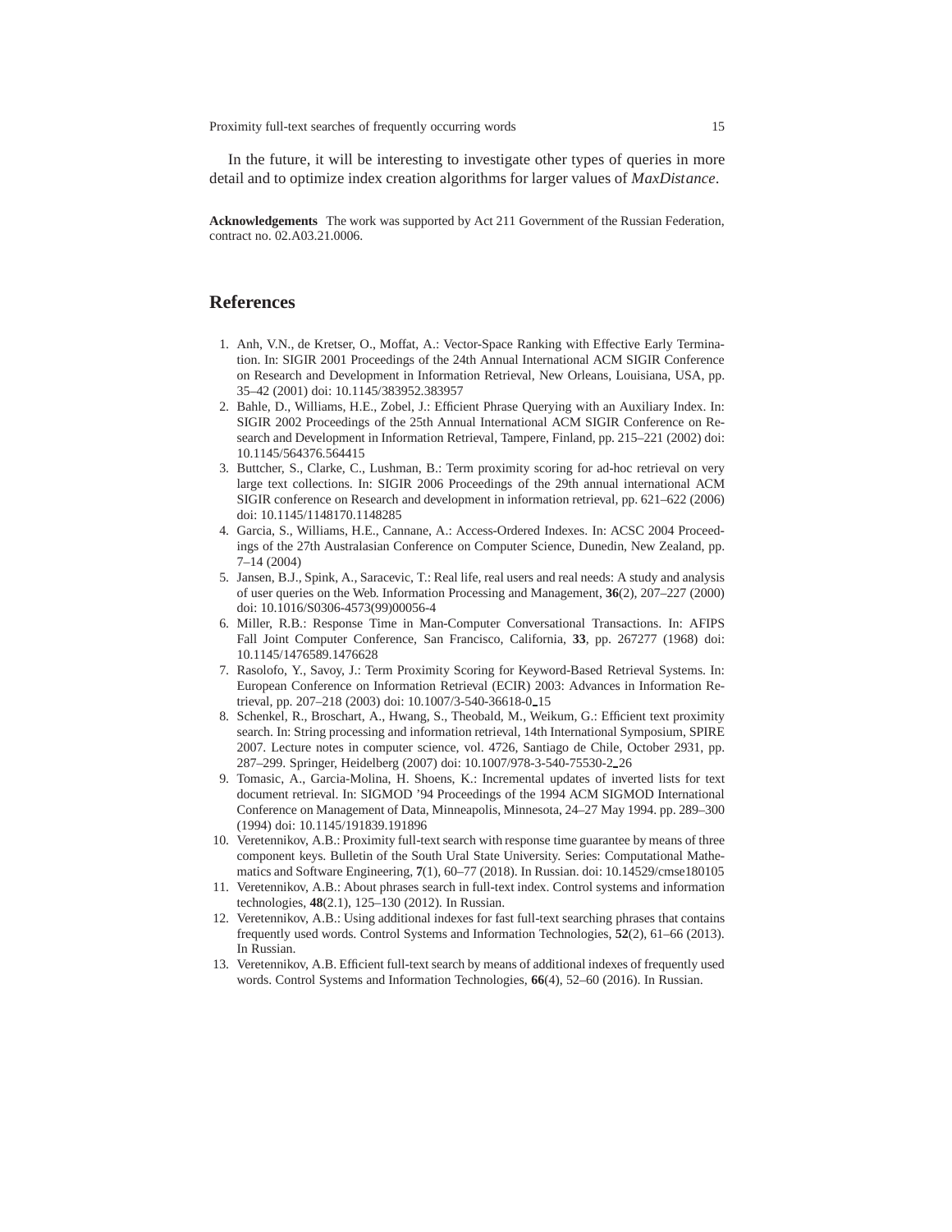In the future, it will be interesting to investigate other types of queries in more detail and to optimize index creation algorithms for larger values of *MaxDistance*.

**Acknowledgements** The work was supported by Act 211 Government of the Russian Federation, contract no. 02.A03.21.0006.

## References

1. Anh, V.N., de Kretser, O., Moffat, A.: Vector-Space Ranking with Effective Early Termination. In: SIGIR 2001 Proceedings of the 24th Annual International ACM SIGIR Conference on Research and Development in Information Retrieval, New Orleans, Louisiana, USA, pp. 35–42 (2001) doi: 10.1145/383952.383957
2. Bahle, D., Williams, H.E., Zobel, J.: Efficient Phrase Querying with an Auxiliary Index. In: SIGIR 2002 Proceedings of the 25th Annual International ACM SIGIR Conference on Research and Development in Information Retrieval, Tampere, Finland, pp. 215–221 (2002) doi: 10.1145/564376.564415
3. Buttcher, S., Clarke, C., Lushman, B.: Term proximity scoring for ad-hoc retrieval on very large text collections. In: SIGIR 2006 Proceedings of the 29th annual international ACM SIGIR conference on Research and development in information retrieval, pp. 621–622 (2006) doi: 10.1145/1148170.1148285
4. Garcia, S., Williams, H.E., Cannane, A.: Access-Ordered Indexes. In: ACSC 2004 Proceedings of the 27th Australasian Conference on Computer Science, Dunedin, New Zealand, pp. 7–14 (2004)
5. Jansen, B.J., Spink, A., Saracevic, T.: Real life, real users and real needs: A study and analysis of user queries on the Web. Information Processing and Management, **36**(2), 207–227 (2000) doi: 10.1016/S0306-4573(99)00056-4
6. Miller, R.B.: Response Time in Man-Computer Conversational Transactions. In: AFIPS Fall Joint Computer Conference, San Francisco, California, **33**, pp. 267277 (1968) doi: 10.1145/1476589.1476628
7. Rasolofo, Y., Savoy, J.: Term Proximity Scoring for Keyword-Based Retrieval Systems. In: European Conference on Information Retrieval (ECIR) 2003: Advances in Information Retrieval, pp. 207–218 (2003) doi: 10.1007/3-540-36618-0_15
8. Schenkel, R., Broschart, A., Hwang, S., Theobald, M., Weikum, G.: Efficient text proximity search. In: String processing and information retrieval, 14th International Symposium, SPIRE 2007. Lecture notes in computer science, vol. 4726, Santiago de Chile, October 2931, pp. 287–299. Springer, Heidelberg (2007) doi: 10.1007/978-3-540-75530-2_26
9. Tomasic, A., Garcia-Molina, H. Shoens, K.: Incremental updates of inverted lists for text document retrieval. In: SIGMOD '94 Proceedings of the 1994 ACM SIGMOD International Conference on Management of Data, Minneapolis, Minnesota, 24–27 May 1994. pp. 289–300 (1994) doi: 10.1145/191839.191896
10. Veretennikov, A.B.: Proximity full-text search with response time guarantee by means of three component keys. Bulletin of the South Ural State University. Series: Computational Mathematics and Software Engineering, **7**(1), 60–77 (2018). In Russian. doi: 10.14529/cmse180105
11. Veretennikov, A.B.: About phrases search in full-text index. Control systems and information technologies, **48**(2.1), 125–130 (2012). In Russian.
12. Veretennikov, A.B.: Using additional indexes for fast full-text searching phrases that contains frequently used words. Control Systems and Information Technologies, **52**(2), 61–66 (2013). In Russian.
13. Veretennikov, A.B. Efficient full-text search by means of additional indexes of frequently used words. Control Systems and Information Technologies, **66**(4), 52–60 (2016). In Russian.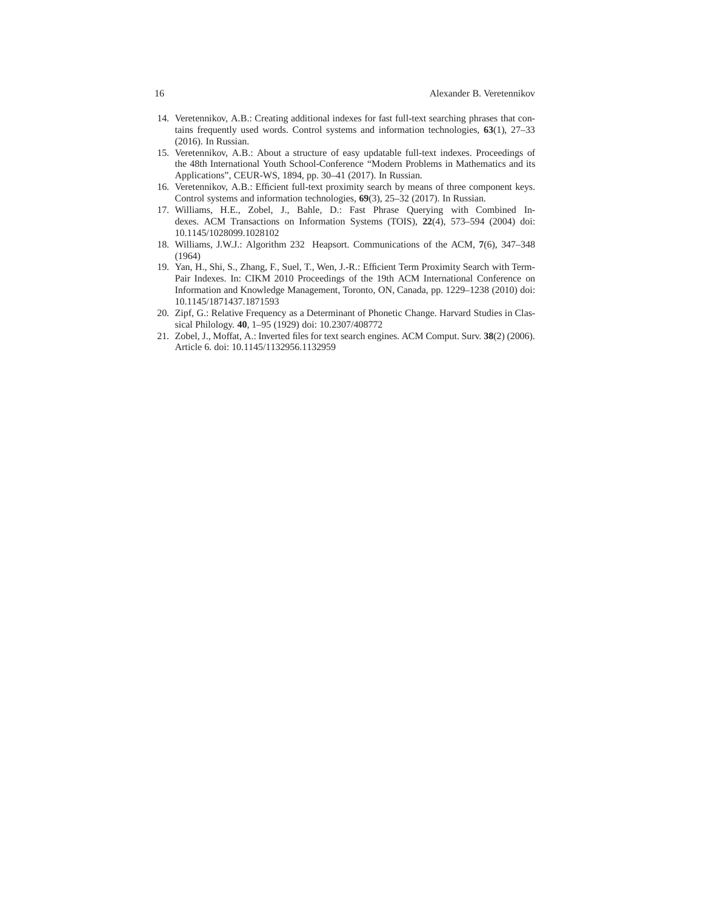14. Veretennikov, A.B.: Creating additional indexes for fast full-text searching phrases that contains frequently used words. Control systems and information technologies, **63**(1), 27–33 (2016). In Russian.
15. Veretennikov, A.B.: About a structure of easy updatable full-text indexes. Proceedings of the 48th International Youth School-Conference "Modern Problems in Mathematics and its Applications", CEUR-WS, 1894, pp. 30–41 (2017). In Russian.
16. Veretennikov, A.B.: Efficient full-text proximity search by means of three component keys. Control systems and information technologies, **69**(3), 25–32 (2017). In Russian.
17. Williams, H.E., Zobel, J., Bahle, D.: Fast Phrase Querying with Combined Indexes. ACM Transactions on Information Systems (TOIS), **22**(4), 573–594 (2004) doi: 10.1145/1028099.1028102
18. Williams, J.W.J.: Algorithm 232 Heapsort. Communications of the ACM, **7**(6), 347–348 (1964)
19. Yan, H., Shi, S., Zhang, F., Suel, T., Wen, J.-R.: Efficient Term Proximity Search with Term-Pair Indexes. In: CIKM 2010 Proceedings of the 19th ACM International Conference on Information and Knowledge Management, Toronto, ON, Canada, pp. 1229–1238 (2010) doi: 10.1145/1871437.1871593
20. Zipf, G.: Relative Frequency as a Determinant of Phonetic Change. Harvard Studies in Classical Philology. **40**, 1–95 (1929) doi: 10.2307/408772
21. Zobel, J., Moffat, A.: Inverted files for text search engines. ACM Comput. Surv. **38**(2) (2006). Article 6. doi: 10.1145/1132956.1132959